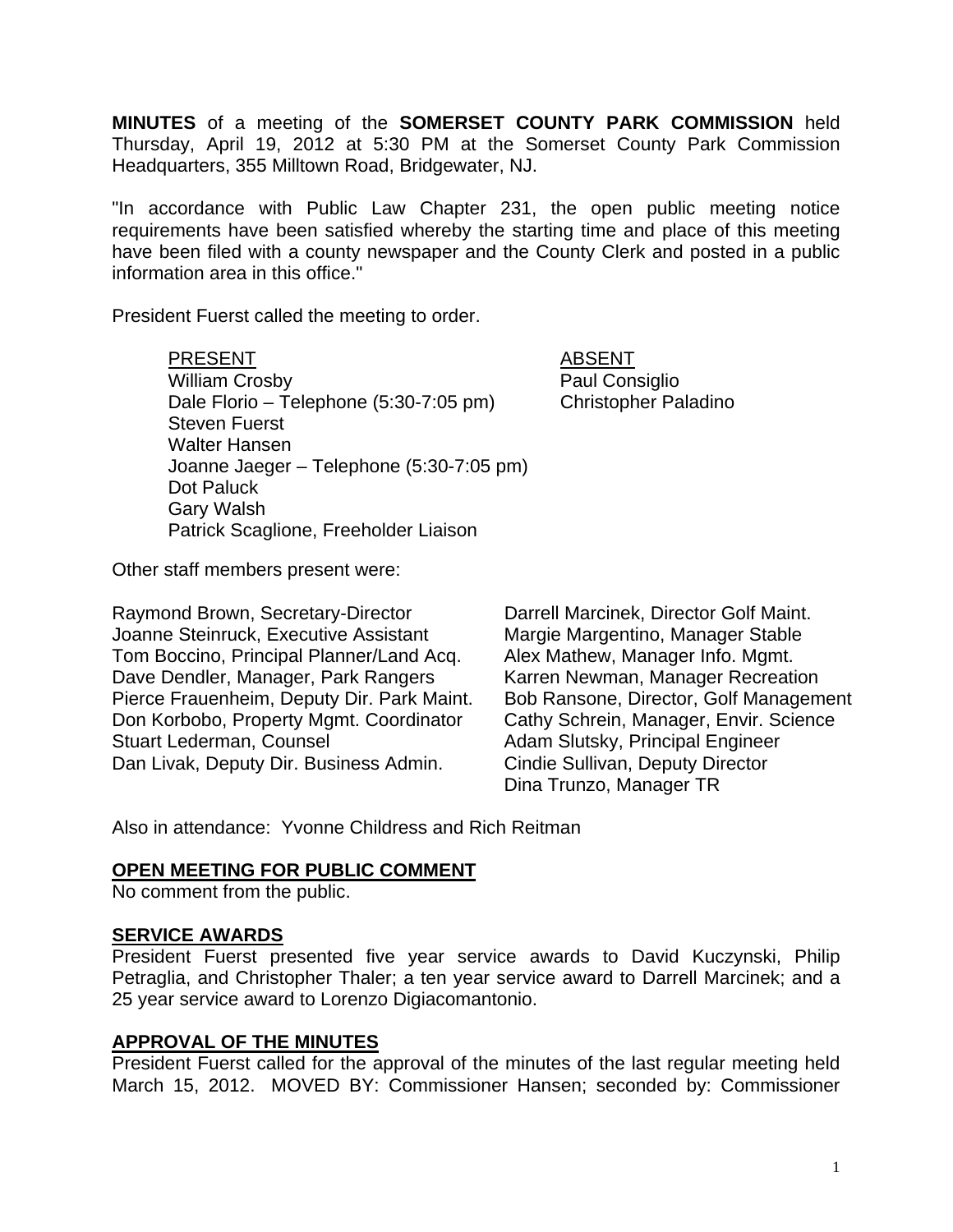**MINUTES** of a meeting of the **SOMERSET COUNTY PARK COMMISSION** held Thursday, April 19, 2012 at 5:30 PM at the Somerset County Park Commission Headquarters, 355 Milltown Road, Bridgewater, NJ.

"In accordance with Public Law Chapter 231, the open public meeting notice requirements have been satisfied whereby the starting time and place of this meeting have been filed with a county newspaper and the County Clerk and posted in a public information area in this office."

President Fuerst called the meeting to order.

| PRESENT | ABSENT |
|---|---|
| William Crosby | Paul Consiglio |
| Dale Florio – Telephone (5:30-7:05 pm) | Christopher Paladino |
| Steven Fuerst | |
| Walter Hansen | |
| Joanne Jaeger – Telephone (5:30-7:05 pm) | |
| Dot Paluck | |
| Gary Walsh | |
| Patrick Scaglione, Freeholder Liaison | |

Other staff members present were:

Raymond Brown, Secretary-Director
Joanne Steinruck, Executive Assistant
Tom Boccino, Principal Planner/Land Acq.
Dave Dendler, Manager, Park Rangers
Pierce Frauenheim, Deputy Dir. Park Maint.
Don Korbobo, Property Mgmt. Coordinator
Stuart Lederman, Counsel
Dan Livak, Deputy Dir. Business Admin.
Darrell Marcinek, Director Golf Maint.
Margie Margentino, Manager Stable
Alex Mathew, Manager Info. Mgmt.
Karren Newman, Manager Recreation
Bob Ransone, Director, Golf Management
Cathy Schrein, Manager, Envir. Science
Adam Slutsky, Principal Engineer
Cindie Sullivan, Deputy Director
Dina Trunzo, Manager TR

Also in attendance: Yvonne Childress and Rich Reitman

## OPEN MEETING FOR PUBLIC COMMENT

No comment from the public.

## SERVICE AWARDS

President Fuerst presented five year service awards to David Kuczynski, Philip Petraglia, and Christopher Thaler; a ten year service award to Darrell Marcinek; and a 25 year service award to Lorenzo Digiacomantonio.

## APPROVAL OF THE MINUTES

President Fuerst called for the approval of the minutes of the last regular meeting held March 15, 2012. MOVED BY: Commissioner Hansen; seconded by: Commissioner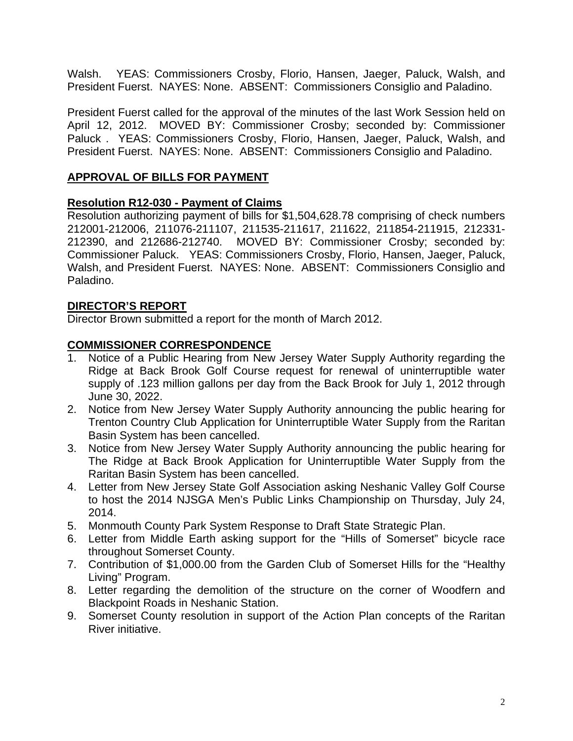Walsh. YEAS: Commissioners Crosby, Florio, Hansen, Jaeger, Paluck, Walsh, and President Fuerst. NAYES: None. ABSENT: Commissioners Consiglio and Paladino.

President Fuerst called for the approval of the minutes of the last Work Session held on April 12, 2012. MOVED BY: Commissioner Crosby; seconded by: Commissioner Paluck . YEAS: Commissioners Crosby, Florio, Hansen, Jaeger, Paluck, Walsh, and President Fuerst. NAYES: None. ABSENT: Commissioners Consiglio and Paladino.

## APPROVAL OF BILLS FOR PAYMENT

### Resolution R12-030 - Payment of Claims

Resolution authorizing payment of bills for $1,504,628.78 comprising of check numbers 212001-212006, 211076-211107, 211535-211617, 211622, 211854-211915, 212331-212390, and 212686-212740. MOVED BY: Commissioner Crosby; seconded by: Commissioner Paluck. YEAS: Commissioners Crosby, Florio, Hansen, Jaeger, Paluck, Walsh, and President Fuerst. NAYES: None. ABSENT: Commissioners Consiglio and Paladino.

## DIRECTOR'S REPORT

Director Brown submitted a report for the month of March 2012.

## COMMISSIONER CORRESPONDENCE

1. Notice of a Public Hearing from New Jersey Water Supply Authority regarding the Ridge at Back Brook Golf Course request for renewal of uninterruptible water supply of .123 million gallons per day from the Back Brook for July 1, 2012 through June 30, 2022.
2. Notice from New Jersey Water Supply Authority announcing the public hearing for Trenton Country Club Application for Uninterruptible Water Supply from the Raritan Basin System has been cancelled.
3. Notice from New Jersey Water Supply Authority announcing the public hearing for The Ridge at Back Brook Application for Uninterruptible Water Supply from the Raritan Basin System has been cancelled.
4. Letter from New Jersey State Golf Association asking Neshanic Valley Golf Course to host the 2014 NJSGA Men's Public Links Championship on Thursday, July 24, 2014.
5. Monmouth County Park System Response to Draft State Strategic Plan.
6. Letter from Middle Earth asking support for the "Hills of Somerset" bicycle race throughout Somerset County.
7. Contribution of $1,000.00 from the Garden Club of Somerset Hills for the "Healthy Living" Program.
8. Letter regarding the demolition of the structure on the corner of Woodfern and Blackpoint Roads in Neshanic Station.
9. Somerset County resolution in support of the Action Plan concepts of the Raritan River initiative.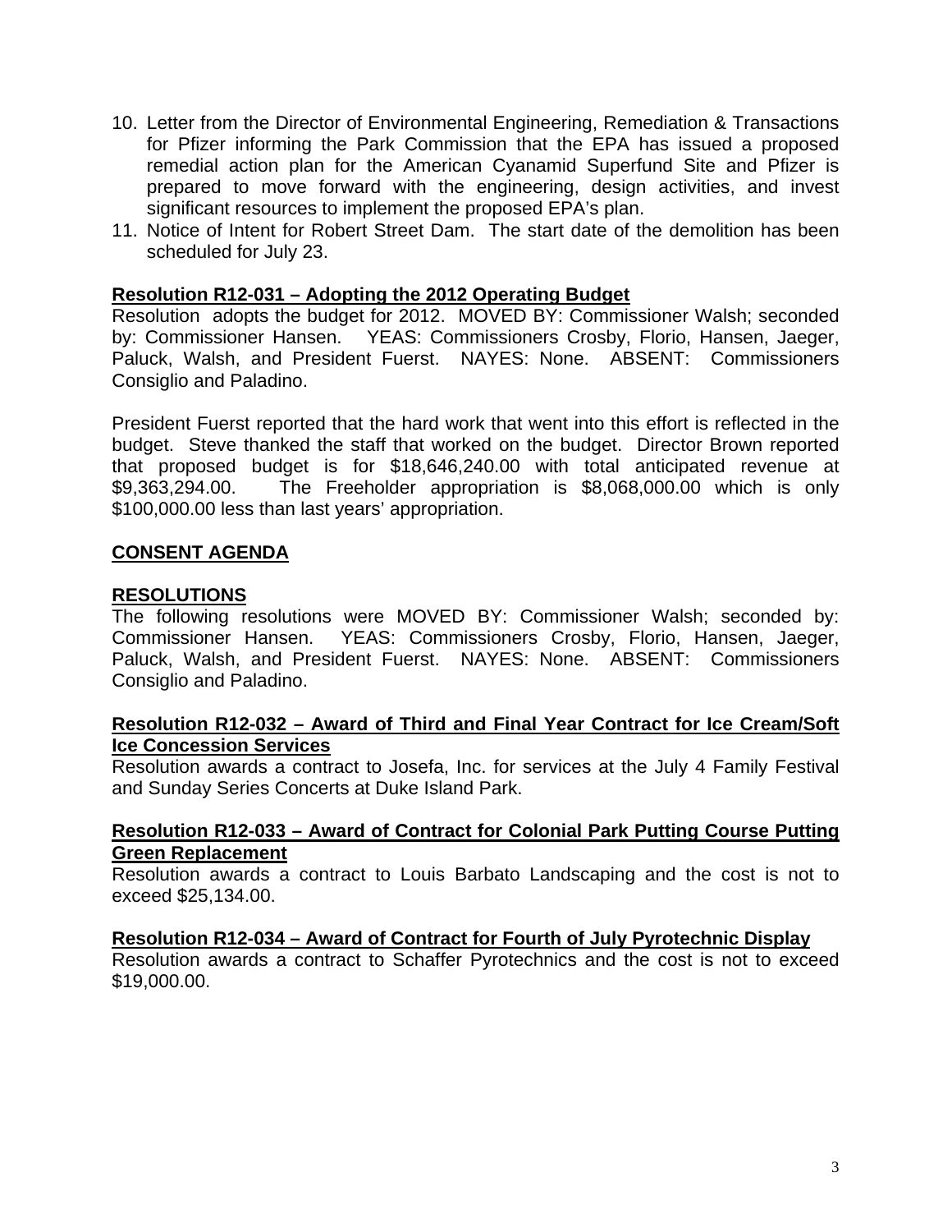10. Letter from the Director of Environmental Engineering, Remediation & Transactions for Pfizer informing the Park Commission that the EPA has issued a proposed remedial action plan for the American Cyanamid Superfund Site and Pfizer is prepared to move forward with the engineering, design activities, and invest significant resources to implement the proposed EPA's plan.
11. Notice of Intent for Robert Street Dam. The start date of the demolition has been scheduled for July 23.

**Resolution R12-031 – Adopting the 2012 Operating Budget**

Resolution adopts the budget for 2012. MOVED BY: Commissioner Walsh; seconded by: Commissioner Hansen. YEAS: Commissioners Crosby, Florio, Hansen, Jaeger, Paluck, Walsh, and President Fuerst. NAYES: None. ABSENT: Commissioners Consiglio and Paladino.

President Fuerst reported that the hard work that went into this effort is reflected in the budget. Steve thanked the staff that worked on the budget. Director Brown reported that proposed budget is for $18,646,240.00 with total anticipated revenue at $9,363,294.00. The Freeholder appropriation is $8,068,000.00 which is only $100,000.00 less than last years' appropriation.

**CONSENT AGENDA**

**RESOLUTIONS**

The following resolutions were MOVED BY: Commissioner Walsh; seconded by: Commissioner Hansen. YEAS: Commissioners Crosby, Florio, Hansen, Jaeger, Paluck, Walsh, and President Fuerst. NAYES: None. ABSENT: Commissioners Consiglio and Paladino.

**Resolution R12-032 – Award of Third and Final Year Contract for Ice Cream/Soft Ice Concession Services**

Resolution awards a contract to Josefa, Inc. for services at the July 4 Family Festival and Sunday Series Concerts at Duke Island Park.

**Resolution R12-033 – Award of Contract for Colonial Park Putting Course Putting Green Replacement**

Resolution awards a contract to Louis Barbato Landscaping and the cost is not to exceed $25,134.00.

**Resolution R12-034 – Award of Contract for Fourth of July Pyrotechnic Display**

Resolution awards a contract to Schaffer Pyrotechnics and the cost is not to exceed $19,000.00.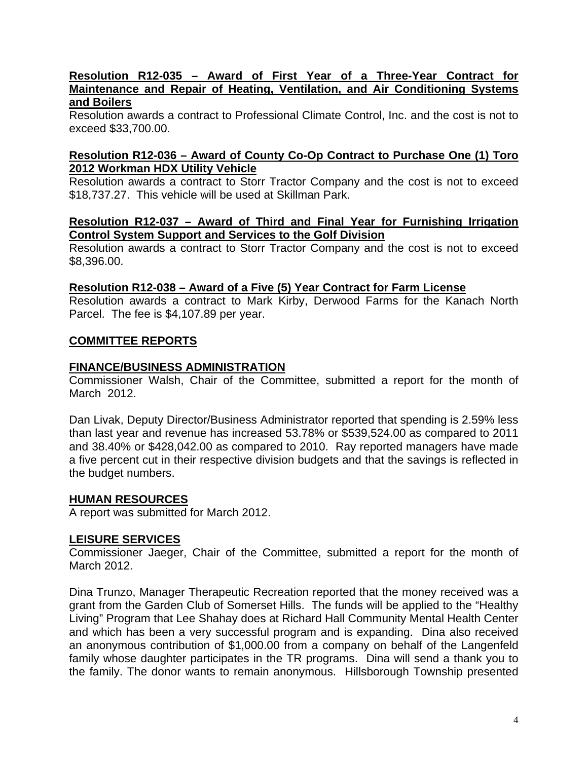**Resolution R12-035 – Award of First Year of a Three-Year Contract for Maintenance and Repair of Heating, Ventilation, and Air Conditioning Systems and Boilers**

Resolution awards a contract to Professional Climate Control, Inc. and the cost is not to exceed $33,700.00.

**Resolution R12-036 – Award of County Co-Op Contract to Purchase One (1) Toro 2012 Workman HDX Utility Vehicle**

Resolution awards a contract to Storr Tractor Company and the cost is not to exceed $18,737.27. This vehicle will be used at Skillman Park.

**Resolution R12-037 – Award of Third and Final Year for Furnishing Irrigation Control System Support and Services to the Golf Division**

Resolution awards a contract to Storr Tractor Company and the cost is not to exceed $8,396.00.

**Resolution R12-038 – Award of a Five (5) Year Contract for Farm License**

Resolution awards a contract to Mark Kirby, Derwood Farms for the Kanach North Parcel. The fee is $4,107.89 per year.

## COMMITTEE REPORTS

### FINANCE/BUSINESS ADMINISTRATION

Commissioner Walsh, Chair of the Committee, submitted a report for the month of March 2012.

Dan Livak, Deputy Director/Business Administrator reported that spending is 2.59% less than last year and revenue has increased 53.78% or $539,524.00 as compared to 2011 and 38.40% or $428,042.00 as compared to 2010. Ray reported managers have made a five percent cut in their respective division budgets and that the savings is reflected in the budget numbers.

### HUMAN RESOURCES

A report was submitted for March 2012.

### LEISURE SERVICES

Commissioner Jaeger, Chair of the Committee, submitted a report for the month of March 2012.

Dina Trunzo, Manager Therapeutic Recreation reported that the money received was a grant from the Garden Club of Somerset Hills. The funds will be applied to the "Healthy Living" Program that Lee Shahay does at Richard Hall Community Mental Health Center and which has been a very successful program and is expanding. Dina also received an anonymous contribution of $1,000.00 from a company on behalf of the Langenfeld family whose daughter participates in the TR programs. Dina will send a thank you to the family. The donor wants to remain anonymous. Hillsborough Township presented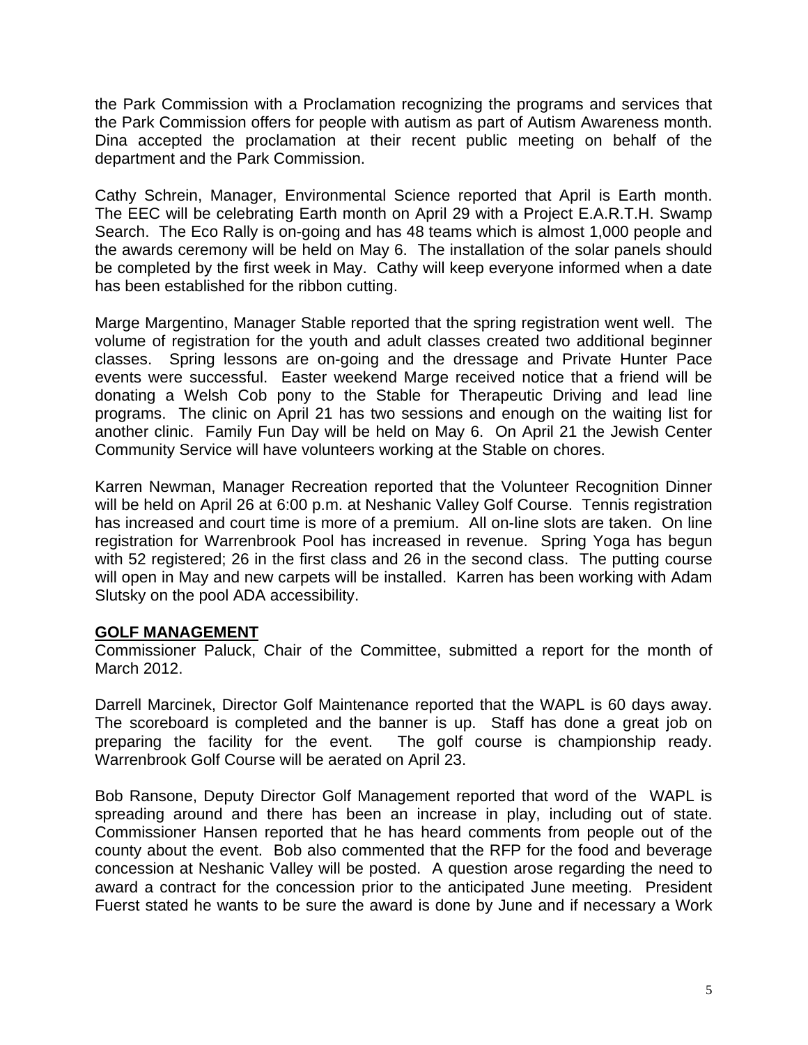the Park Commission with a Proclamation recognizing the programs and services that the Park Commission offers for people with autism as part of Autism Awareness month. Dina accepted the proclamation at their recent public meeting on behalf of the department and the Park Commission.

Cathy Schrein, Manager, Environmental Science reported that April is Earth month. The EEC will be celebrating Earth month on April 29 with a Project E.A.R.T.H. Swamp Search. The Eco Rally is on-going and has 48 teams which is almost 1,000 people and the awards ceremony will be held on May 6. The installation of the solar panels should be completed by the first week in May. Cathy will keep everyone informed when a date has been established for the ribbon cutting.

Marge Margentino, Manager Stable reported that the spring registration went well. The volume of registration for the youth and adult classes created two additional beginner classes. Spring lessons are on-going and the dressage and Private Hunter Pace events were successful. Easter weekend Marge received notice that a friend will be donating a Welsh Cob pony to the Stable for Therapeutic Driving and lead line programs. The clinic on April 21 has two sessions and enough on the waiting list for another clinic. Family Fun Day will be held on May 6. On April 21 the Jewish Center Community Service will have volunteers working at the Stable on chores.

Karren Newman, Manager Recreation reported that the Volunteer Recognition Dinner will be held on April 26 at 6:00 p.m. at Neshanic Valley Golf Course. Tennis registration has increased and court time is more of a premium. All on-line slots are taken. On line registration for Warrenbrook Pool has increased in revenue. Spring Yoga has begun with 52 registered; 26 in the first class and 26 in the second class. The putting course will open in May and new carpets will be installed. Karren has been working with Adam Slutsky on the pool ADA accessibility.

**GOLF MANAGEMENT**

Commissioner Paluck, Chair of the Committee, submitted a report for the month of March 2012.

Darrell Marcinek, Director Golf Maintenance reported that the WAPL is 60 days away. The scoreboard is completed and the banner is up. Staff has done a great job on preparing the facility for the event. The golf course is championship ready. Warrenbrook Golf Course will be aerated on April 23.

Bob Ransone, Deputy Director Golf Management reported that word of the WAPL is spreading around and there has been an increase in play, including out of state. Commissioner Hansen reported that he has heard comments from people out of the county about the event. Bob also commented that the RFP for the food and beverage concession at Neshanic Valley will be posted. A question arose regarding the need to award a contract for the concession prior to the anticipated June meeting. President Fuerst stated he wants to be sure the award is done by June and if necessary a Work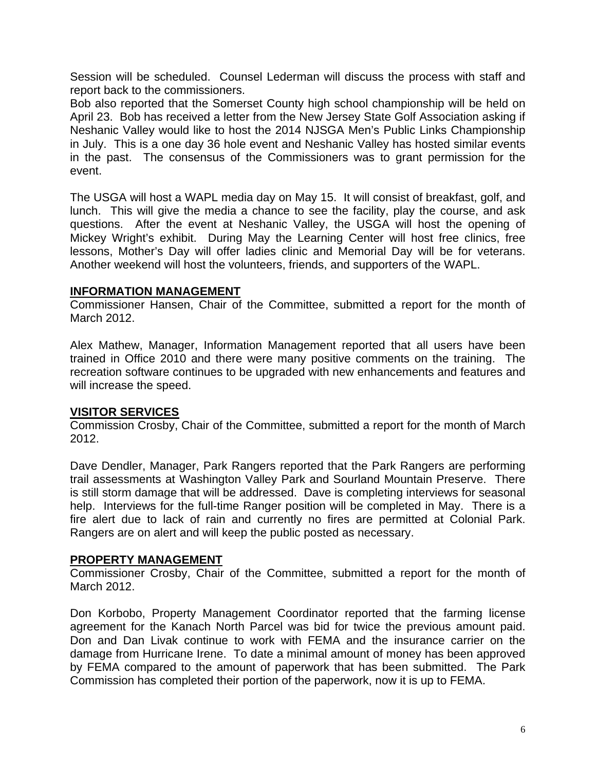Session will be scheduled. Counsel Lederman will discuss the process with staff and report back to the commissioners.
Bob also reported that the Somerset County high school championship will be held on April 23. Bob has received a letter from the New Jersey State Golf Association asking if Neshanic Valley would like to host the 2014 NJSGA Men's Public Links Championship in July. This is a one day 36 hole event and Neshanic Valley has hosted similar events in the past. The consensus of the Commissioners was to grant permission for the event.

The USGA will host a WAPL media day on May 15. It will consist of breakfast, golf, and lunch. This will give the media a chance to see the facility, play the course, and ask questions. After the event at Neshanic Valley, the USGA will host the opening of Mickey Wright's exhibit. During May the Learning Center will host free clinics, free lessons, Mother's Day will offer ladies clinic and Memorial Day will be for veterans. Another weekend will host the volunteers, friends, and supporters of the WAPL.

## INFORMATION MANAGEMENT

Commissioner Hansen, Chair of the Committee, submitted a report for the month of March 2012.

Alex Mathew, Manager, Information Management reported that all users have been trained in Office 2010 and there were many positive comments on the training. The recreation software continues to be upgraded with new enhancements and features and will increase the speed.

## VISITOR SERVICES

Commission Crosby, Chair of the Committee, submitted a report for the month of March 2012.

Dave Dendler, Manager, Park Rangers reported that the Park Rangers are performing trail assessments at Washington Valley Park and Sourland Mountain Preserve. There is still storm damage that will be addressed. Dave is completing interviews for seasonal help. Interviews for the full-time Ranger position will be completed in May. There is a fire alert due to lack of rain and currently no fires are permitted at Colonial Park. Rangers are on alert and will keep the public posted as necessary.

## PROPERTY MANAGEMENT

Commissioner Crosby, Chair of the Committee, submitted a report for the month of March 2012.

Don Korbobo, Property Management Coordinator reported that the farming license agreement for the Kanach North Parcel was bid for twice the previous amount paid. Don and Dan Livak continue to work with FEMA and the insurance carrier on the damage from Hurricane Irene. To date a minimal amount of money has been approved by FEMA compared to the amount of paperwork that has been submitted. The Park Commission has completed their portion of the paperwork, now it is up to FEMA.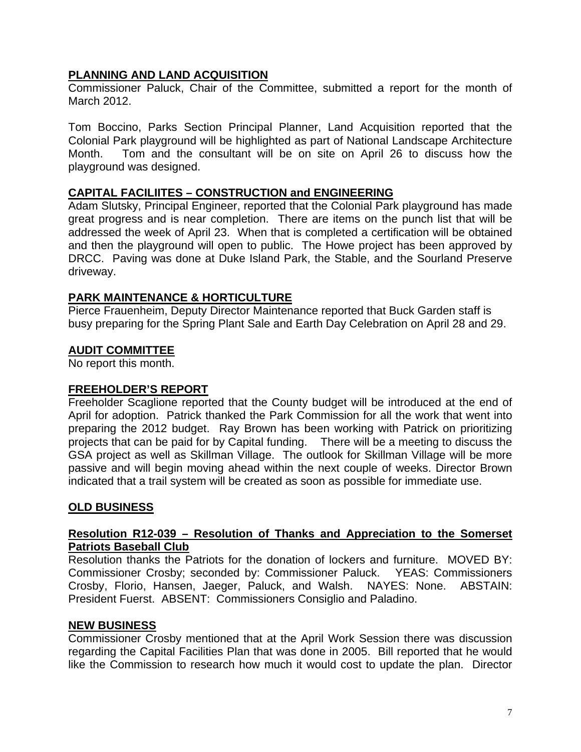## PLANNING AND LAND ACQUISITION

Commissioner Paluck, Chair of the Committee, submitted a report for the month of March 2012.

Tom Boccino, Parks Section Principal Planner, Land Acquisition reported that the Colonial Park playground will be highlighted as part of National Landscape Architecture Month. Tom and the consultant will be on site on April 26 to discuss how the playground was designed.

## CAPITAL FACILIITES – CONSTRUCTION and ENGINEERING

Adam Slutsky, Principal Engineer, reported that the Colonial Park playground has made great progress and is near completion. There are items on the punch list that will be addressed the week of April 23. When that is completed a certification will be obtained and then the playground will open to public. The Howe project has been approved by DRCC. Paving was done at Duke Island Park, the Stable, and the Sourland Preserve driveway.

## PARK MAINTENANCE & HORTICULTURE

Pierce Frauenheim, Deputy Director Maintenance reported that Buck Garden staff is busy preparing for the Spring Plant Sale and Earth Day Celebration on April 28 and 29.

## AUDIT COMMITTEE

No report this month.

## FREEHOLDER'S REPORT

Freeholder Scaglione reported that the County budget will be introduced at the end of April for adoption. Patrick thanked the Park Commission for all the work that went into preparing the 2012 budget. Ray Brown has been working with Patrick on prioritizing projects that can be paid for by Capital funding. There will be a meeting to discuss the GSA project as well as Skillman Village. The outlook for Skillman Village will be more passive and will begin moving ahead within the next couple of weeks. Director Brown indicated that a trail system will be created as soon as possible for immediate use.

## OLD BUSINESS

### Resolution R12-039 – Resolution of Thanks and Appreciation to the Somerset Patriots Baseball Club

Resolution thanks the Patriots for the donation of lockers and furniture. MOVED BY: Commissioner Crosby; seconded by: Commissioner Paluck. YEAS: Commissioners Crosby, Florio, Hansen, Jaeger, Paluck, and Walsh. NAYES: None. ABSTAIN: President Fuerst. ABSENT: Commissioners Consiglio and Paladino.

## NEW BUSINESS

Commissioner Crosby mentioned that at the April Work Session there was discussion regarding the Capital Facilities Plan that was done in 2005. Bill reported that he would like the Commission to research how much it would cost to update the plan. Director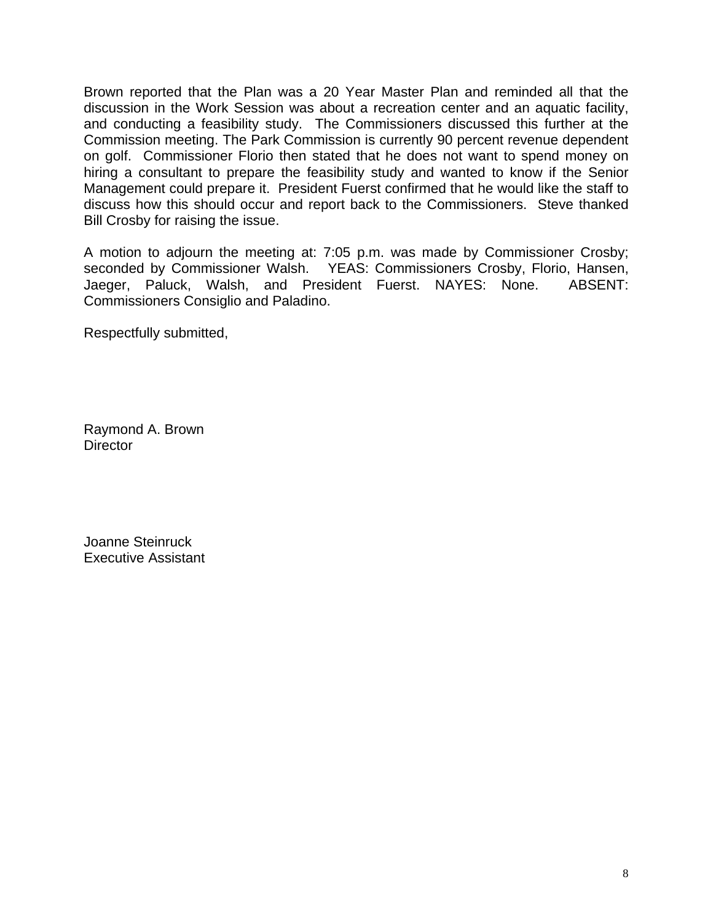Brown reported that the Plan was a 20 Year Master Plan and reminded all that the discussion in the Work Session was about a recreation center and an aquatic facility, and conducting a feasibility study. The Commissioners discussed this further at the Commission meeting. The Park Commission is currently 90 percent revenue dependent on golf. Commissioner Florio then stated that he does not want to spend money on hiring a consultant to prepare the feasibility study and wanted to know if the Senior Management could prepare it. President Fuerst confirmed that he would like the staff to discuss how this should occur and report back to the Commissioners. Steve thanked Bill Crosby for raising the issue.

A motion to adjourn the meeting at: 7:05 p.m. was made by Commissioner Crosby; seconded by Commissioner Walsh. YEAS: Commissioners Crosby, Florio, Hansen, Jaeger, Paluck, Walsh, and President Fuerst. NAYES: None. ABSENT: Commissioners Consiglio and Paladino.

Respectfully submitted,

Raymond A. Brown
Director

Joanne Steinruck
Executive Assistant